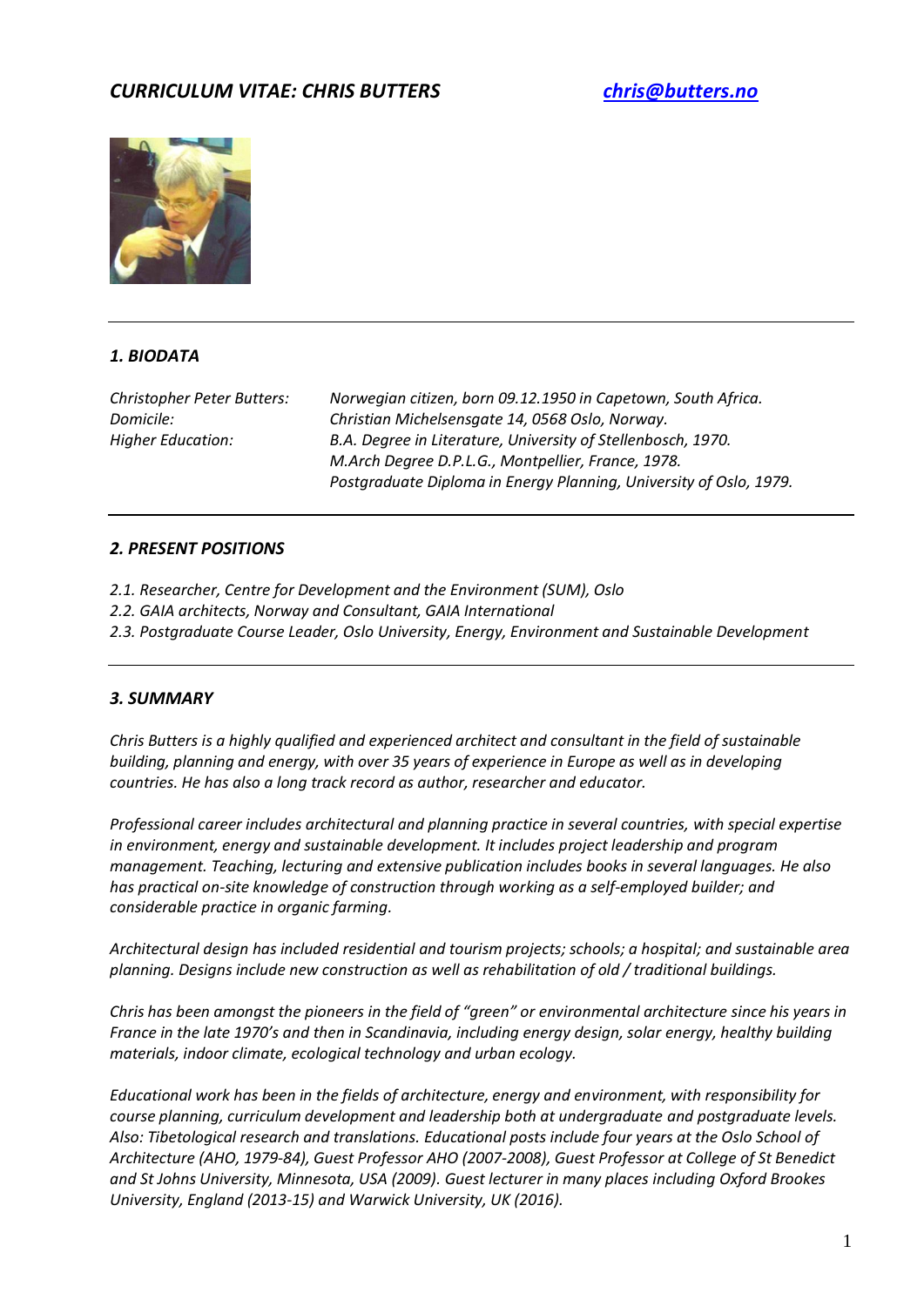# *CURRICULUM VITAE: CHRIS BUTTERS*

*[chris@butters.no](mailto:chris@butters.no)*

---

## *1. BIODATA*

| | |
|---|---|
| *Christopher Peter Butters:* | *Norwegian citizen, born 09.12.1950 in Capetown, South Africa.* |
| *Domicile:* | *Christian Michelsensgate 14, 0568 Oslo, Norway.* |
| *Higher Education:* | *B.A. Degree in Literature, University of Stellenbosch, 1970.* |
| | *M.Arch Degree D.P.L.G., Montpellier, France, 1978.* |
| | *Postgraduate Diploma in Energy Planning, University of Oslo, 1979.* |

---

## *2. PRESENT POSITIONS*

*2.1. Researcher, Centre for Development and the Environment (SUM), Oslo*
*2.2. GAIA architects, Norway and Consultant, GAIA International*
*2.3. Postgraduate Course Leader, Oslo University, Energy, Environment and Sustainable Development*

---

## *3. SUMMARY*

*Chris Butters is a highly qualified and experienced architect and consultant in the field of sustainable building, planning and energy, with over 35 years of experience in Europe as well as in developing countries. He has also a long track record as author, researcher and educator.*

*Professional career includes architectural and planning practice in several countries, with special expertise in environment, energy and sustainable development. It includes project leadership and program management. Teaching, lecturing and extensive publication includes books in several languages. He also has practical on-site knowledge of construction through working as a self-employed builder; and considerable practice in organic farming.*

*Architectural design has included residential and tourism projects; schools; a hospital; and sustainable area planning. Designs include new construction as well as rehabilitation of old / traditional buildings.*

*Chris has been amongst the pioneers in the field of "green" or environmental architecture since his years in France in the late 1970's and then in Scandinavia, including energy design, solar energy, healthy building materials, indoor climate, ecological technology and urban ecology.*

*Educational work has been in the fields of architecture, energy and environment, with responsibility for course planning, curriculum development and leadership both at undergraduate and postgraduate levels. Also: Tibetological research and translations. Educational posts include four years at the Oslo School of Architecture (AHO, 1979-84), Guest Professor AHO (2007-2008), Guest Professor at College of St Benedict and St Johns University, Minnesota, USA (2009). Guest lecturer in many places including Oxford Brookes University, England (2013-15) and Warwick University, UK (2016).*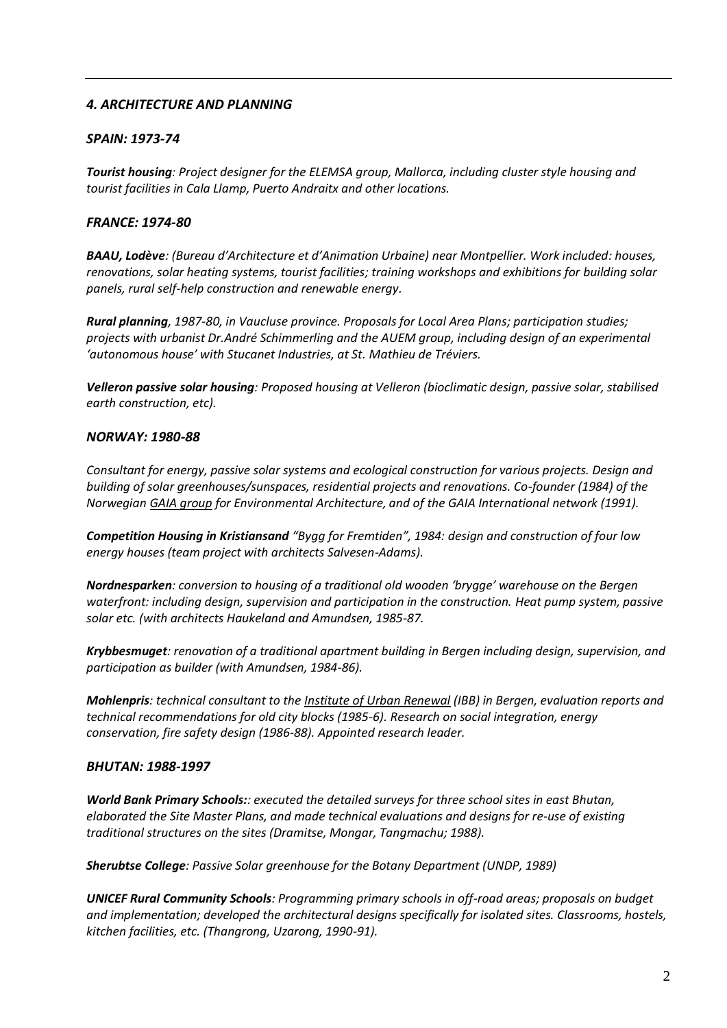## *4. ARCHITECTURE AND PLANNING*

### *SPAIN: 1973-74*

***Tourist housing**: Project designer for the ELEMSA group, Mallorca, including cluster style housing and tourist facilities in Cala Llamp, Puerto Andraitx and other locations.*

### *FRANCE: 1974-80*

***BAAU, Lodève**: (Bureau d'Architecture et d'Animation Urbaine) near Montpellier. Work included: houses, renovations, solar heating systems, tourist facilities; training workshops and exhibitions for building solar panels, rural self-help construction and renewable energy.*

***Rural planning**, 1987-80, in Vaucluse province. Proposals for Local Area Plans; participation studies; projects with urbanist Dr.André Schimmerling and the AUEM group, including design of an experimental 'autonomous house' with Stucanet Industries, at St. Mathieu de Tréviers.*

***Velleron passive solar housing**: Proposed housing at Velleron (bioclimatic design, passive solar, stabilised earth construction, etc).*

### *NORWAY: 1980-88*

*Consultant for energy, passive solar systems and ecological construction for various projects. Design and building of solar greenhouses/sunspaces, residential projects and renovations. Co-founder (1984) of the Norwegian GAIA group for Environmental Architecture, and of the GAIA International network (1991).*

***Competition Housing in Kristiansand** "Bygg for Fremtiden", 1984: design and construction of four low energy houses (team project with architects Salvesen-Adams).*

***Nordnesparken**: conversion to housing of a traditional old wooden 'brygge' warehouse on the Bergen waterfront: including design, supervision and participation in the construction. Heat pump system, passive solar etc. (with architects Haukeland and Amundsen, 1985-87.*

***Krybbesmuget**: renovation of a traditional apartment building in Bergen including design, supervision, and participation as builder (with Amundsen, 1984-86).*

***Mohlenpris**: technical consultant to the Institute of Urban Renewal (IBB) in Bergen, evaluation reports and technical recommendations for old city blocks (1985-6). Research on social integration, energy conservation, fire safety design (1986-88). Appointed research leader.*

### *BHUTAN: 1988-1997*

***World Bank Primary Schools:**: executed the detailed surveys for three school sites in east Bhutan, elaborated the Site Master Plans, and made technical evaluations and designs for re-use of existing traditional structures on the sites (Dramitse, Mongar, Tangmachu; 1988).*

***Sherubtse College**: Passive Solar greenhouse for the Botany Department (UNDP, 1989)*

***UNICEF Rural Community Schools**: Programming primary schools in off-road areas; proposals on budget and implementation; developed the architectural designs specifically for isolated sites. Classrooms, hostels, kitchen facilities, etc. (Thangrong, Uzarong, 1990-91).*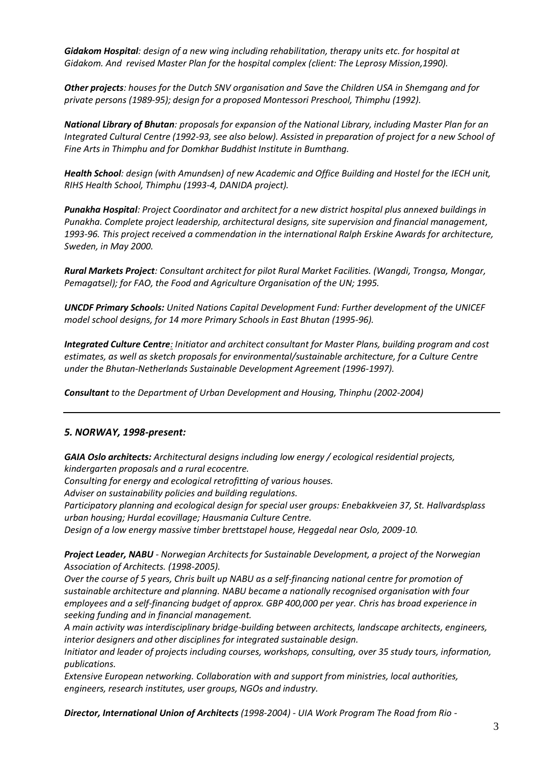***Gidakom Hospital**: design of a new wing including rehabilitation, therapy units etc. for hospital at Gidakom. And revised Master Plan for the hospital complex (client: The Leprosy Mission,1990).*

***Other projects**: houses for the Dutch SNV organisation and Save the Children USA in Shemgang and for private persons (1989-95); design for a proposed Montessori Preschool, Thimphu (1992).*

***National Library of Bhutan**: proposals for expansion of the National Library, including Master Plan for an Integrated Cultural Centre (1992-93, see also below). Assisted in preparation of project for a new School of Fine Arts in Thimphu and for Domkhar Buddhist Institute in Bumthang.*

***Health School**: design (with Amundsen) of new Academic and Office Building and Hostel for the IECH unit, RIHS Health School, Thimphu (1993-4, DANIDA project).*

***Punakha Hospital**: Project Coordinator and architect for a new district hospital plus annexed buildings in Punakha. Complete project leadership, architectural designs, site supervision and financial management, 1993-96. This project received a commendation in the international Ralph Erskine Awards for architecture, Sweden, in May 2000.*

***Rural Markets Project**: Consultant architect for pilot Rural Market Facilities. (Wangdi, Trongsa, Mongar, Pemagatsel); for FAO, the Food and Agriculture Organisation of the UN; 1995.*

***UNCDF Primary Schools:** United Nations Capital Development Fund: Further development of the UNICEF model school designs, for 14 more Primary Schools in East Bhutan (1995-96).*

***Integrated Culture Centre**: Initiator and architect consultant for Master Plans, building program and cost estimates, as well as sketch proposals for environmental/sustainable architecture, for a Culture Centre under the Bhutan-Netherlands Sustainable Development Agreement (1996-1997).*

***Consultant** to the Department of Urban Development and Housing, Thinphu (2002-2004)*

---

## *5. NORWAY, 1998-present:*

***GAIA Oslo architects:** Architectural designs including low energy / ecological residential projects, kindergarten proposals and a rural ecocentre.*
*Consulting for energy and ecological retrofitting of various houses.*
*Adviser on sustainability policies and building regulations.*
*Participatory planning and ecological design for special user groups: Enebakkveien 37, St. Hallvardsplass urban housing; Hurdal ecovillage; Hausmania Culture Centre.*
*Design of a low energy massive timber brettstapel house, Heggedal near Oslo, 2009-10.*

***Project Leader, NABU** - Norwegian Architects for Sustainable Development, a project of the Norwegian Association of Architects. (1998-2005).*
*Over the course of 5 years, Chris built up NABU as a self-financing national centre for promotion of sustainable architecture and planning. NABU became a nationally recognised organisation with four employees and a self-financing budget of approx. GBP 400,000 per year. Chris has broad experience in seeking funding and in financial management.*
*A main activity was interdisciplinary bridge-building between architects, landscape architects, engineers, interior designers and other disciplines for integrated sustainable design.*
*Initiator and leader of projects including courses, workshops, consulting, over 35 study tours, information, publications.*
*Extensive European networking. Collaboration with and support from ministries, local authorities, engineers, research institutes, user groups, NGOs and industry.*

***Director, International Union of Architects** (1998-2004) - UIA Work Program The Road from Rio -*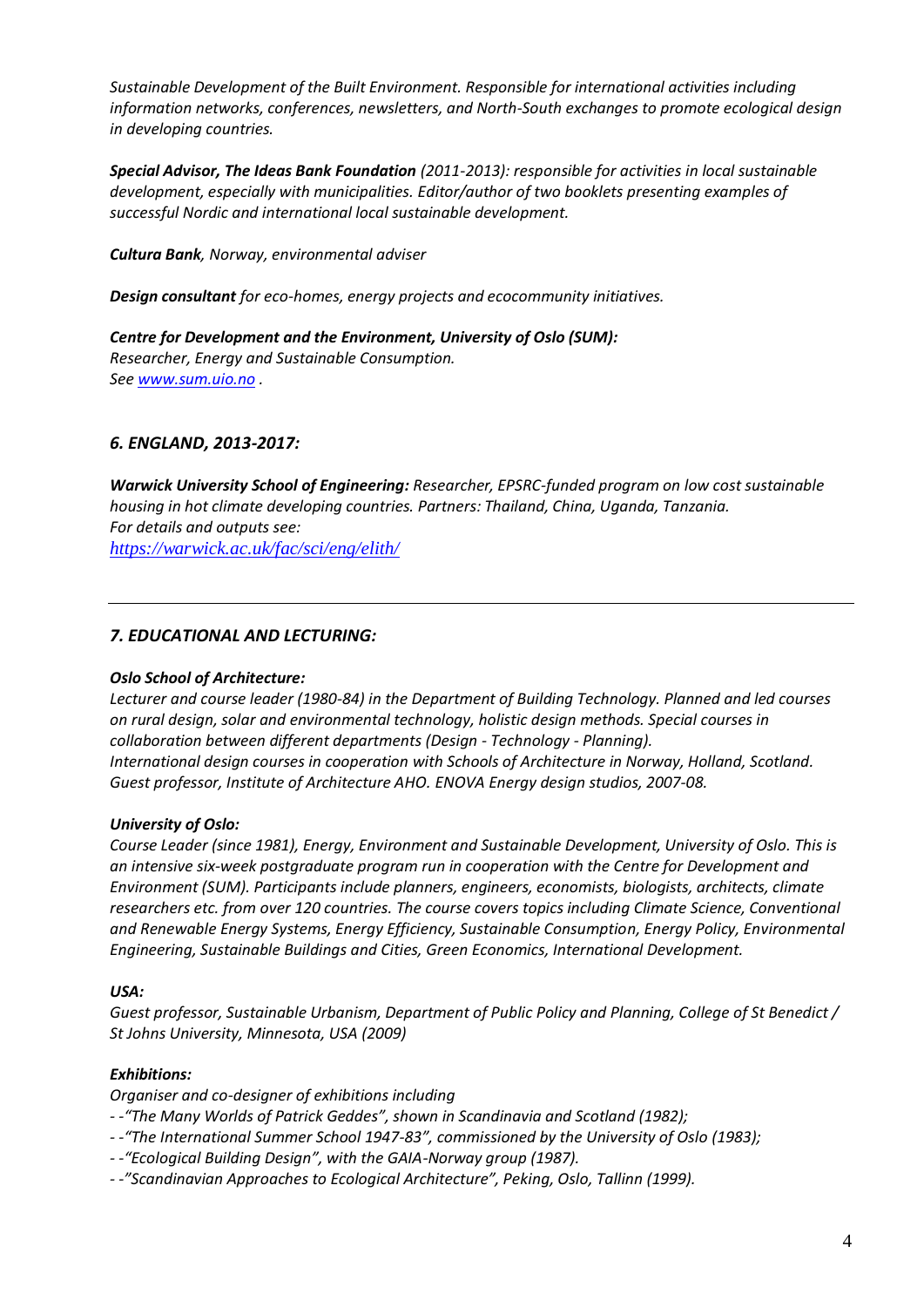*Sustainable Development of the Built Environment. Responsible for international activities including information networks, conferences, newsletters, and North-South exchanges to promote ecological design in developing countries.*

***Special Advisor, The Ideas Bank Foundation** (2011-2013): responsible for activities in local sustainable development, especially with municipalities. Editor/author of two booklets presenting examples of successful Nordic and international local sustainable development.*

***Cultura Bank**, Norway, environmental adviser*

***Design consultant** for eco-homes, energy projects and ecocommunity initiatives.*

***Centre for Development and the Environment, University of Oslo (SUM):***
*Researcher, Energy and Sustainable Consumption.*
*See [www.sum.uio.no](http://www.sum.uio.no) .*

### *6. ENGLAND, 2013-2017:*

***Warwick University School of Engineering:** Researcher, EPSRC-funded program on low cost sustainable housing in hot climate developing countries. Partners: Thailand, China, Uganda, Tanzania.*
*For details and outputs see:*
*<https://warwick.ac.uk/fac/sci/eng/elith/>*

---

### *7. EDUCATIONAL AND LECTURING:*

***Oslo School of Architecture:***
*Lecturer and course leader (1980-84) in the Department of Building Technology. Planned and led courses on rural design, solar and environmental technology, holistic design methods. Special courses in collaboration between different departments (Design - Technology - Planning).*
*International design courses in cooperation with Schools of Architecture in Norway, Holland, Scotland.*
*Guest professor, Institute of Architecture AHO. ENOVA Energy design studios, 2007-08.*

***University of Oslo:***
*Course Leader (since 1981), Energy, Environment and Sustainable Development, University of Oslo. This is an intensive six-week postgraduate program run in cooperation with the Centre for Development and Environment (SUM). Participants include planners, engineers, economists, biologists, architects, climate researchers etc. from over 120 countries. The course covers topics including Climate Science, Conventional and Renewable Energy Systems, Energy Efficiency, Sustainable Consumption, Energy Policy, Environmental Engineering, Sustainable Buildings and Cities, Green Economics, International Development.*

***USA:***
*Guest professor, Sustainable Urbanism, Department of Public Policy and Planning, College of St Benedict / St Johns University, Minnesota, USA (2009)*

***Exhibitions:***
*Organiser and co-designer of exhibitions including*
- *-"The Many Worlds of Patrick Geddes", shown in Scandinavia and Scotland (1982);*
- *-"The International Summer School 1947-83", commissioned by the University of Oslo (1983);*
- *-"Ecological Building Design", with the GAIA-Norway group (1987).*
- *-"Scandinavian Approaches to Ecological Architecture", Peking, Oslo, Tallinn (1999).*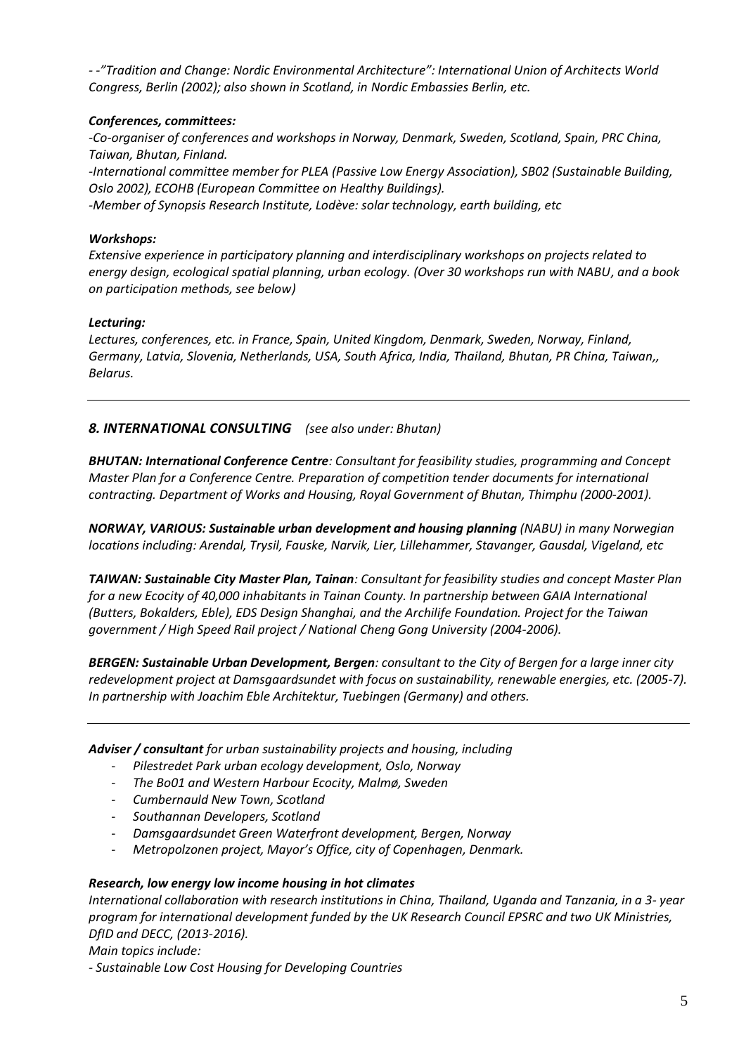*- -"Tradition and Change: Nordic Environmental Architecture": International Union of Architects World Congress, Berlin (2002); also shown in Scotland, in Nordic Embassies Berlin, etc.*

***Conferences, committees:***

*-Co-organiser of conferences and workshops in Norway, Denmark, Sweden, Scotland, Spain, PRC China, Taiwan, Bhutan, Finland.*
*-International committee member for PLEA (Passive Low Energy Association), SB02 (Sustainable Building, Oslo 2002), ECOHB (European Committee on Healthy Buildings).*
*-Member of Synopsis Research Institute, Lodève: solar technology, earth building, etc*

***Workshops:***

*Extensive experience in participatory planning and interdisciplinary workshops on projects related to energy design, ecological spatial planning, urban ecology. (Over 30 workshops run with NABU, and a book on participation methods, see below)*

***Lecturing:***

*Lectures, conferences, etc. in France, Spain, United Kingdom, Denmark, Sweden, Norway, Finland, Germany, Latvia, Slovenia, Netherlands, USA, South Africa, India, Thailand, Bhutan, PR China, Taiwan,, Belarus.*

---

## *8. INTERNATIONAL CONSULTING* *(see also under: Bhutan)*

***BHUTAN: International Conference Centre****: Consultant for feasibility studies, programming and Concept Master Plan for a Conference Centre. Preparation of competition tender documents for international contracting. Department of Works and Housing, Royal Government of Bhutan, Thimphu (2000-2001).*

***NORWAY, VARIOUS: Sustainable urban development and housing planning*** *(NABU) in many Norwegian locations including: Arendal, Trysil, Fauske, Narvik, Lier, Lillehammer, Stavanger, Gausdal, Vigeland, etc*

***TAIWAN: Sustainable City Master Plan, Tainan****: Consultant for feasibility studies and concept Master Plan for a new Ecocity of 40,000 inhabitants in Tainan County. In partnership between GAIA International (Butters, Bokalders, Eble), EDS Design Shanghai, and the Archilife Foundation. Project for the Taiwan government / High Speed Rail project / National Cheng Gong University (2004-2006).*

***BERGEN: Sustainable Urban Development, Bergen****: consultant to the City of Bergen for a large inner city redevelopment project at Damsgaardsundet with focus on sustainability, renewable energies, etc. (2005-7). In partnership with Joachim Eble Architektur, Tuebingen (Germany) and others.*

---

***Adviser / consultant*** *for urban sustainability projects and housing, including*

- *Pilestredet Park urban ecology development, Oslo, Norway*
- *The Bo01 and Western Harbour Ecocity, Malmø, Sweden*
- *Cumbernauld New Town, Scotland*
- *Southannan Developers, Scotland*
- *Damsgaardsundet Green Waterfront development, Bergen, Norway*
- *Metropolzonen project, Mayor's Office, city of Copenhagen, Denmark.*

***Research, low energy low income housing in hot climates***

*International collaboration with research institutions in China, Thailand, Uganda and Tanzania, in a 3- year program for international development funded by the UK Research Council EPSRC and two UK Ministries, DfID and DECC, (2013-2016).*
*Main topics include:*
*- Sustainable Low Cost Housing for Developing Countries*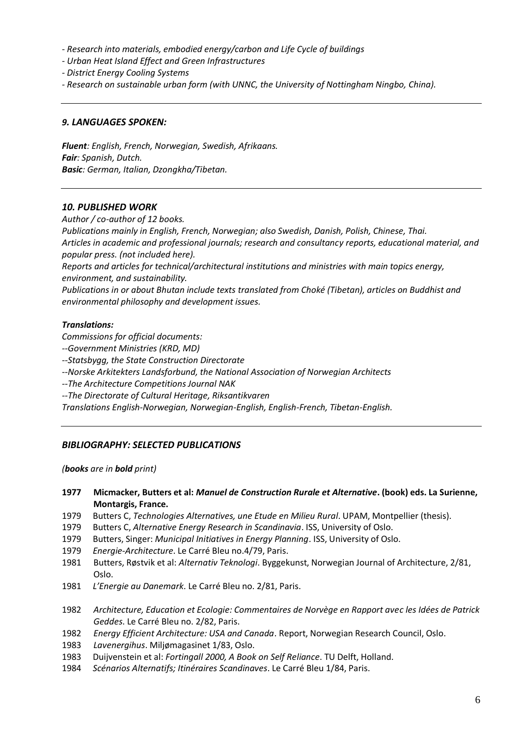*- Research into materials, embodied energy/carbon and Life Cycle of buildings*
*- Urban Heat Island Effect and Green Infrastructures*
*- District Energy Cooling Systems*
*- Research on sustainable urban form (with UNNC, the University of Nottingham Ningbo, China).*

---

### *9. LANGUAGES SPOKEN:*

***Fluent**: English, French, Norwegian, Swedish, Afrikaans.*
***Fair**: Spanish, Dutch.*
***Basic**: German, Italian, Dzongkha/Tibetan.*

---

### *10. PUBLISHED WORK*

*Author / co-author of 12 books.*
*Publications mainly in English, French, Norwegian; also Swedish, Danish, Polish, Chinese, Thai.*
*Articles in academic and professional journals; research and consultancy reports, educational material, and popular press. (not included here).*
*Reports and articles for technical/architectural institutions and ministries with main topics energy, environment, and sustainability.*
*Publications in or about Bhutan include texts translated from Choké (Tibetan), articles on Buddhist and environmental philosophy and development issues.*

***Translations:***

*Commissions for official documents:*
*--Government Ministries (KRD, MD)*
*--Statsbygg, the State Construction Directorate*
*--Norske Arkitekters Landsforbund, the National Association of Norwegian Architects*
*--The Architecture Competitions Journal NAK*
*--The Directorate of Cultural Heritage, Riksantikvaren*
*Translations English-Norwegian, Norwegian-English, English-French, Tibetan-English.*

---

### *BIBLIOGRAPHY: SELECTED PUBLICATIONS*

*(**books** are in **bold** print)*

- **1977 Micmacker, Butters et al: *Manuel de Construction Rurale et Alternative*. (book) eds. La Surienne, Montargis, France.**
- 1979 Butters C, *Technologies Alternatives, une Etude en Milieu Rural*. UPAM, Montpellier (thesis).
- 1979 Butters C, *Alternative Energy Research in Scandinavia*. ISS, University of Oslo.
- 1979 Butters, Singer: *Municipal Initiatives in Energy Planning*. ISS, University of Oslo.
- 1979 *Energie-Architecture*. Le Carré Bleu no.4/79, Paris.
- 1981 Butters, Røstvik et al: *Alternativ Teknologi*. Byggekunst, Norwegian Journal of Architecture, 2/81, Oslo.
- 1981 *L'Energie au Danemark*. Le Carré Bleu no. 2/81, Paris.
- 1982 *Architecture, Education et Ecologie: Commentaires de Norvège en Rapport avec les Idées de Patrick Geddes*. Le Carré Bleu no. 2/82, Paris.
- 1982 *Energy Efficient Architecture: USA and Canada*. Report, Norwegian Research Council, Oslo.
- 1983 *Lavenergihus*. Miljømagasinet 1/83, Oslo.
- 1983 Duijvenstein et al: *Fortingall 2000, A Book on Self Reliance*. TU Delft, Holland.
- 1984 *Scénarios Alternatifs; Itinéraires Scandinaves*. Le Carré Bleu 1/84, Paris.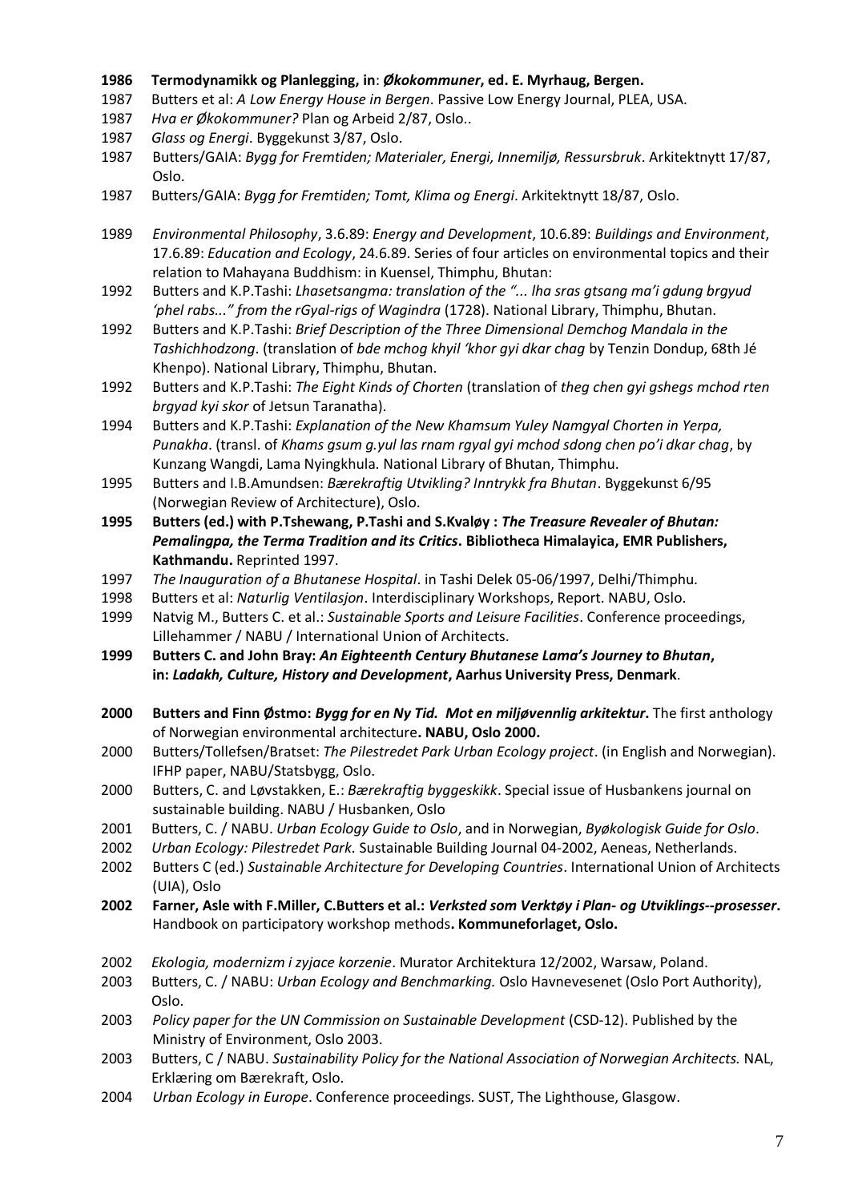**1986 Termodynamikk og Planlegging, in**: ***Økokommuner*, ed. E. Myrhaug, Bergen.**

1987 Butters et al: *A Low Energy House in Bergen*. Passive Low Energy Journal, PLEA, USA.

1987 *Hva er Økokommuner?* Plan og Arbeid 2/87, Oslo..

1987 *Glass og Energi*. Byggekunst 3/87, Oslo.

1987 Butters/GAIA: *Bygg for Fremtiden; Materialer, Energi, Innemiljø, Ressursbruk*. Arkitektnytt 17/87, Oslo.

1987 Butters/GAIA: *Bygg for Fremtiden; Tomt, Klima og Energi*. Arkitektnytt 18/87, Oslo.

1989 *Environmental Philosophy*, 3.6.89: *Energy and Development*, 10.6.89: *Buildings and Environment*, 17.6.89: *Education and Ecology*, 24.6.89. Series of four articles on environmental topics and their relation to Mahayana Buddhism: in Kuensel, Thimphu, Bhutan:

1992 Butters and K.P.Tashi: *Lhasetsangma: translation of the "... lha sras gtsang ma'i gdung brgyud 'phel rabs..." from the rGyal-rigs of Wagindra* (1728). National Library, Thimphu, Bhutan.

1992 Butters and K.P.Tashi: *Brief Description of the Three Dimensional Demchog Mandala in the Tashichhodzong*. (translation of *bde mchog khyil 'khor gyi dkar chag* by Tenzin Dondup, 68th Jé Khenpo). National Library, Thimphu, Bhutan.

1992 Butters and K.P.Tashi: *The Eight Kinds of Chorten* (translation of *theg chen gyi gshegs mchod rten brgyad kyi skor* of Jetsun Taranatha).

1994 Butters and K.P.Tashi: *Explanation of the New Khamsum Yuley Namgyal Chorten in Yerpa, Punakha*. (transl. of *Khams gsum g.yul las rnam rgyal gyi mchod sdong chen po'i dkar chag*, by Kunzang Wangdi, Lama Nyingkhula. National Library of Bhutan, Thimphu.

1995 Butters and I.B.Amundsen: *Bærekraftig Utvikling? Inntrykk fra Bhutan*. Byggekunst 6/95 (Norwegian Review of Architecture), Oslo.

**1995 Butters (ed.) with P.Tshewang, P.Tashi and S.Kvaløy :** ***The Treasure Revealer of Bhutan: Pemalingpa, the Terma Tradition and its Critics*. Bibliotheca Himalayica, EMR Publishers, Kathmandu.** Reprinted 1997.

1997 *The Inauguration of a Bhutanese Hospital*. in Tashi Delek 05-06/1997, Delhi/Thimphu.

1998 Butters et al: *Naturlig Ventilasjon*. Interdisciplinary Workshops, Report. NABU, Oslo.

1999 Natvig M., Butters C. et al.: *Sustainable Sports and Leisure Facilities*. Conference proceedings, Lillehammer / NABU / International Union of Architects.

**1999 Butters C. and John Bray:** ***An Eighteenth Century Bhutanese Lama's Journey to Bhutan*, in: *Ladakh, Culture, History and Development*, Aarhus University Press, Denmark**.

**2000 Butters and Finn Østmo:** ***Bygg for en Ny Tid. Mot en miljøvennlig arkitektur*.** The first anthology of Norwegian environmental architecture**. NABU, Oslo 2000.**

2000 Butters/Tollefsen/Bratset: *The Pilestredet Park Urban Ecology project*. (in English and Norwegian). IFHP paper, NABU/Statsbygg, Oslo.

2000 Butters, C. and Løvstakken, E.: *Bærekraftig byggeskikk*. Special issue of Husbankens journal on sustainable building. NABU / Husbanken, Oslo

2001 Butters, C. / NABU. *Urban Ecology Guide to Oslo*, and in Norwegian, *Byøkologisk Guide for Oslo*.

2002 *Urban Ecology: Pilestredet Park.* Sustainable Building Journal 04-2002, Aeneas, Netherlands.

2002 Butters C (ed.) *Sustainable Architecture for Developing Countries*. International Union of Architects (UIA), Oslo

**2002 Farner, Asle with F.Miller, C.Butters et al.:** ***Verksted som Verktøy i Plan- og Utviklings--prosesser*.** Handbook on participatory workshop methods**. Kommuneforlaget, Oslo.**

2002 *Ekologia, modernizm i zyjace korzenie*. Murator Architektura 12/2002, Warsaw, Poland.

2003 Butters, C. / NABU: *Urban Ecology and Benchmarking.* Oslo Havnevesenet (Oslo Port Authority), Oslo.

2003 *Policy paper for the UN Commission on Sustainable Development* (CSD-12). Published by the Ministry of Environment, Oslo 2003.

2003 Butters, C / NABU. *Sustainability Policy for the National Association of Norwegian Architects.* NAL, Erklæring om Bærekraft, Oslo.

2004 *Urban Ecology in Europe*. Conference proceedings. SUST, The Lighthouse, Glasgow.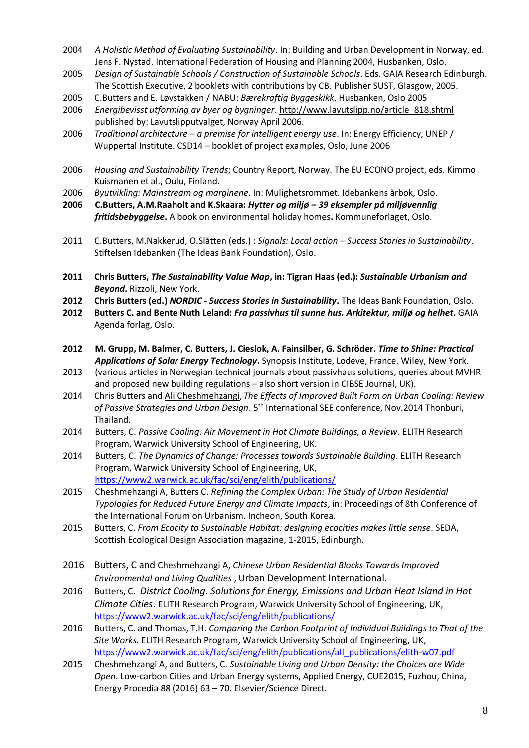2004 *A Holistic Method of Evaluating Sustainability*. In: Building and Urban Development in Norway, ed. Jens F. Nystad. International Federation of Housing and Planning 2004, Husbanken, Oslo.

2005 *Design of Sustainable Schools / Construction of Sustainable Schools*. Eds. GAIA Research Edinburgh. The Scottish Executive, 2 booklets with contributions by CB. Publisher SUST, Glasgow, 2005.

2005 C.Butters and E. Løvstakken / NABU: *Bærekraftig Byggeskikk*. Husbanken, Oslo 2005

2006 *Energibevisst utforming av byer og bygninger*. http://www.lavutslipp.no/article_818.shtml published by: Lavutslipputvalget, Norway April 2006.

2006 *Traditional architecture – a premise for intelligent energy use*. In: Energy Efficiency, UNEP / Wuppertal Institute. CSD14 – booklet of project examples, Oslo, June 2006

2006 *Housing and Sustainability Trends*; Country Report, Norway. The EU ECONO project, eds. Kimmo Kuismanen et al., Oulu, Finland.

2006 *Byutvikling: Mainstream og marginene*. In: Mulighetsrommet. Idebankens årbok, Oslo.

**2006 C.Butters, A.M.Raaholt and K.Skaara: *Hytter og miljø – 39 eksempler på miljøvennlig fritidsbebyggelse*.** A book on environmental holiday homes**.** Kommuneforlaget, Oslo.

2011 C.Butters, M.Nakkerud, O.Slåtten (eds.) : *Signals: Local action – Success Stories in Sustainability*. Stiftelsen Idebanken (The Ideas Bank Foundation), Oslo.

**2011 Chris Butters, *The Sustainability Value Map*, in: Tigran Haas (ed.): *Sustainable Urbanism and Beyond*.** Rizzoli, New York.

**2012 Chris Butters (ed.) *NORDIC - Success Stories in Sustainability*.** The Ideas Bank Foundation, Oslo.

**2012 Butters C. and Bente Nuth Leland: *Fra passivhus til sunne hus. Arkitektur, miljø og helhet*.** GAIA Agenda forlag, Oslo.

**2012 M. Grupp, M. Balmer, C. Butters, J. Cieslok, A. Fainsilber, G. Schröder. *Time to Shine: Practical Applications of Solar Energy Technology*.** Synopsis Institute, Lodeve, France. Wiley, New York.

2013 (various articles in Norwegian technical journals about passivhaus solutions, queries about MVHR and proposed new building regulations – also short version in CIBSE Journal, UK).

2014 Chris Butters and Ali Cheshmehzangi, *The Effects of Improved Built Form on Urban Cooling: Review of Passive Strategies and Urban Design*. 5th International SEE conference, Nov.2014 Thonburi, Thailand.

2014 Butters, C. *Passive Cooling: Air Movement in Hot Climate Buildings, a Review*. ELITH Research Program, Warwick University School of Engineering, UK.

2014 Butters, C. *The Dynamics of Change: Processes towards Sustainable Building*. ELITH Research Program, Warwick University School of Engineering, UK, https://www2.warwick.ac.uk/fac/sci/eng/elith/publications/

2015 Cheshmehzangi A, Butters C. *Refining the Complex Urban: The Study of Urban Residential Typologies for Reduced Future Energy and Climate Impacts*, in: Proceedings of 8th Conference of the International Forum on Urbanism. Incheon, South Korea.

2015 Butters, C. *From Ecocity to Sustainable Habitat: desIgning ecocities makes little sense*. SEDA, Scottish Ecological Design Association magazine, 1-2015, Edinburgh.

2016 Butters, C and Cheshmehzangi A, *Chinese Urban Residential Blocks Towards Improved Environmental and Living Qualities* , Urban Development International.

2016 Butters, C. *District Cooling. Solutions for Energy, Emissions and Urban Heat Island in Hot Climate Cities*. ELITH Research Program, Warwick University School of Engineering, UK, https://www2.warwick.ac.uk/fac/sci/eng/elith/publications/

2016 Butters, C. and Thomas, T.H. *Comparing the Carbon Footprint of Individual Buildings to That of the Site Works.* ELITH Research Program, Warwick University School of Engineering, UK, https://www2.warwick.ac.uk/fac/sci/eng/elith/publications/all_publications/elith-w07.pdf

2015 Cheshmehzangi A, and Butters, C. *Sustainable Living and Urban Density: the Choices are Wide Open*. Low-carbon Cities and Urban Energy systems, Applied Energy, CUE2015, Fuzhou, China, Energy Procedia 88 (2016) 63 – 70. Elsevier/Science Direct.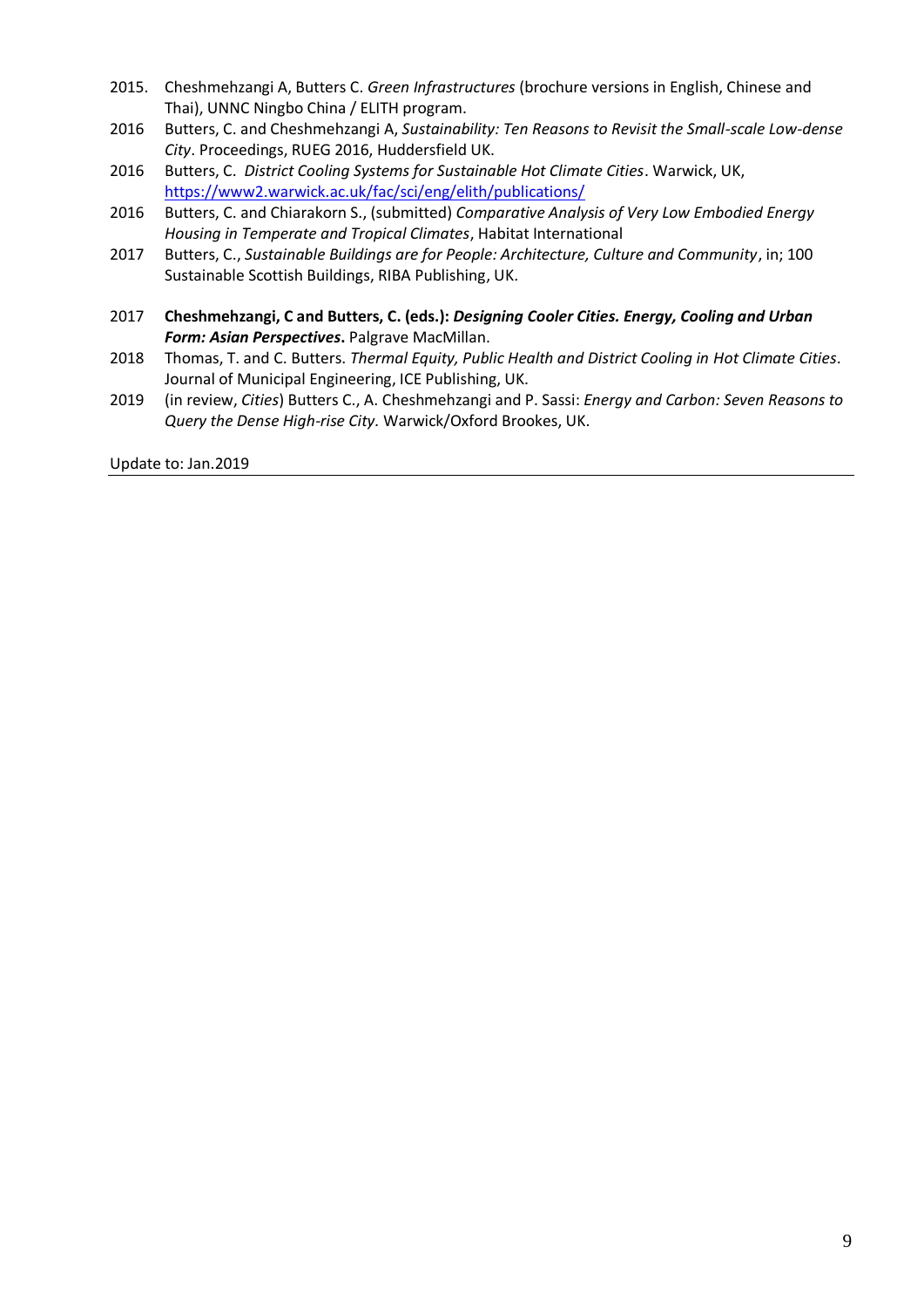2015. Cheshmehzangi A, Butters C. *Green Infrastructures* (brochure versions in English, Chinese and Thai), UNNC Ningbo China / ELITH program.

2016 Butters, C. and Cheshmehzangi A, *Sustainability: Ten Reasons to Revisit the Small-scale Low-dense City*. Proceedings, RUEG 2016, Huddersfield UK.

2016 Butters, C. *District Cooling Systems for Sustainable Hot Climate Cities*. Warwick, UK, https://www2.warwick.ac.uk/fac/sci/eng/elith/publications/

2016 Butters, C. and Chiarakorn S., (submitted) *Comparative Analysis of Very Low Embodied Energy Housing in Temperate and Tropical Climates*, Habitat International

2017 Butters, C., *Sustainable Buildings are for People: Architecture, Culture and Community*, in; 100 Sustainable Scottish Buildings, RIBA Publishing, UK.

2017 **Cheshmehzangi, C and Butters, C. (eds.):** ***Designing Cooler Cities. Energy, Cooling and Urban Form: Asian Perspectives*****.** Palgrave MacMillan.

2018 Thomas, T. and C. Butters. *Thermal Equity, Public Health and District Cooling in Hot Climate Cities*. Journal of Municipal Engineering, ICE Publishing, UK.

2019 (in review, *Cities*) Butters C., A. Cheshmehzangi and P. Sassi: *Energy and Carbon: Seven Reasons to Query the Dense High-rise City.* Warwick/Oxford Brookes, UK.

Update to: Jan.2019